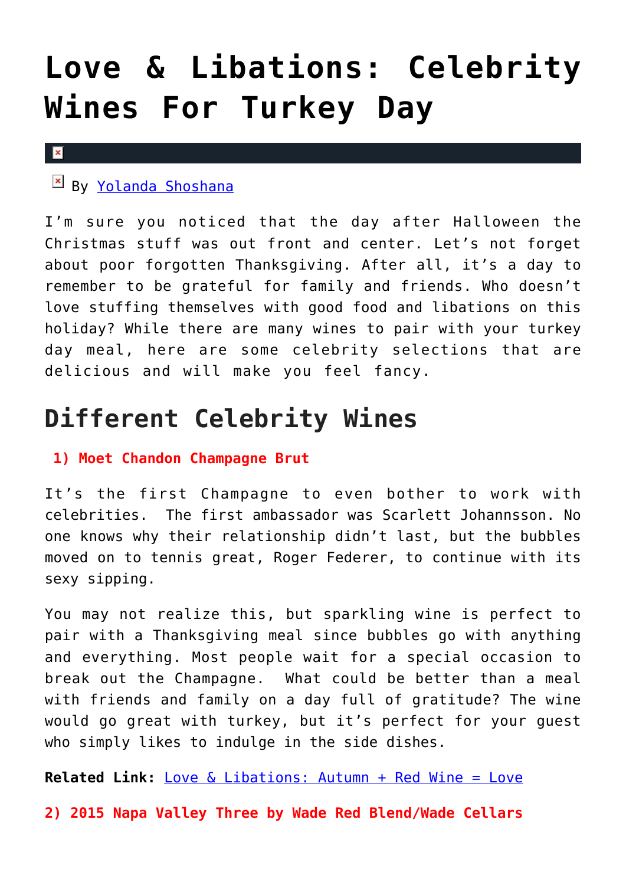# Love & Libations: Celebrity Wines For Turkey Day

By [Yolanda Shoshana]

I'm sure you noticed that the day after Halloween the Christmas stuff was out front and center. Let's not forget about poor forgotten Thanksgiving. After all, it's a day to remember to be grateful for family and friends. Who doesn't love stuffing themselves with good food and libations on this holiday? While there are many wines to pair with your turkey day meal, here are some celebrity selections that are delicious and will make you feel fancy.

## Different Celebrity Wines

**1) Moet Chandon Champagne Brut**

It's the first Champagne to even bother to work with celebrities. The first ambassador was Scarlett Johannsson. No one knows why their relationship didn't last, but the bubbles moved on to tennis great, Roger Federer, to continue with its sexy sipping.

You may not realize this, but sparkling wine is perfect to pair with a Thanksgiving meal since bubbles go with anything and everything. Most people wait for a special occasion to break out the Champagne. What could be better than a meal with friends and family on a day full of gratitude? The wine would go great with turkey, but it's perfect for your guest who simply likes to indulge in the side dishes.

**Related Link:** [Love & Libations: Autumn + Red Wine = Love]

**2) 2015 Napa Valley Three by Wade Red Blend/Wade Cellars**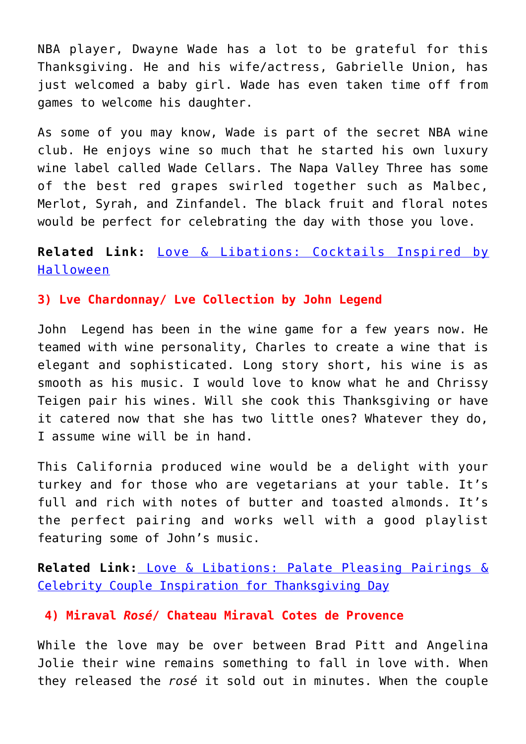NBA player, Dwayne Wade has a lot to be grateful for this Thanksgiving. He and his wife/actress, Gabrielle Union, has just welcomed a baby girl. Wade has even taken time off from games to welcome his daughter.

As some of you may know, Wade is part of the secret NBA wine club. He enjoys wine so much that he started his own luxury wine label called Wade Cellars. The Napa Valley Three has some of the best red grapes swirled together such as Malbec, Merlot, Syrah, and Zinfandel. The black fruit and floral notes would be perfect for celebrating the day with those you love.

**Related Link:** [Love & Libations: Cocktails Inspired by Halloween]

### 3) Lve Chardonnay/ Lve Collection by John Legend

John Legend has been in the wine game for a few years now. He teamed with wine personality, Charles to create a wine that is elegant and sophisticated. Long story short, his wine is as smooth as his music. I would love to know what he and Chrissy Teigen pair his wines. Will she cook this Thanksgiving or have it catered now that she has two little ones? Whatever they do, I assume wine will be in hand.

This California produced wine would be a delight with your turkey and for those who are vegetarians at your table. It's full and rich with notes of butter and toasted almonds. It's the perfect pairing and works well with a good playlist featuring some of John's music.

**Related Link:** [Love & Libations: Palate Pleasing Pairings & Celebrity Couple Inspiration for Thanksgiving Day]

### 4) Miraval *Rosé*/ Chateau Miraval Cotes de Provence

While the love may be over between Brad Pitt and Angelina Jolie their wine remains something to fall in love with. When they released the *rosé* it sold out in minutes. When the couple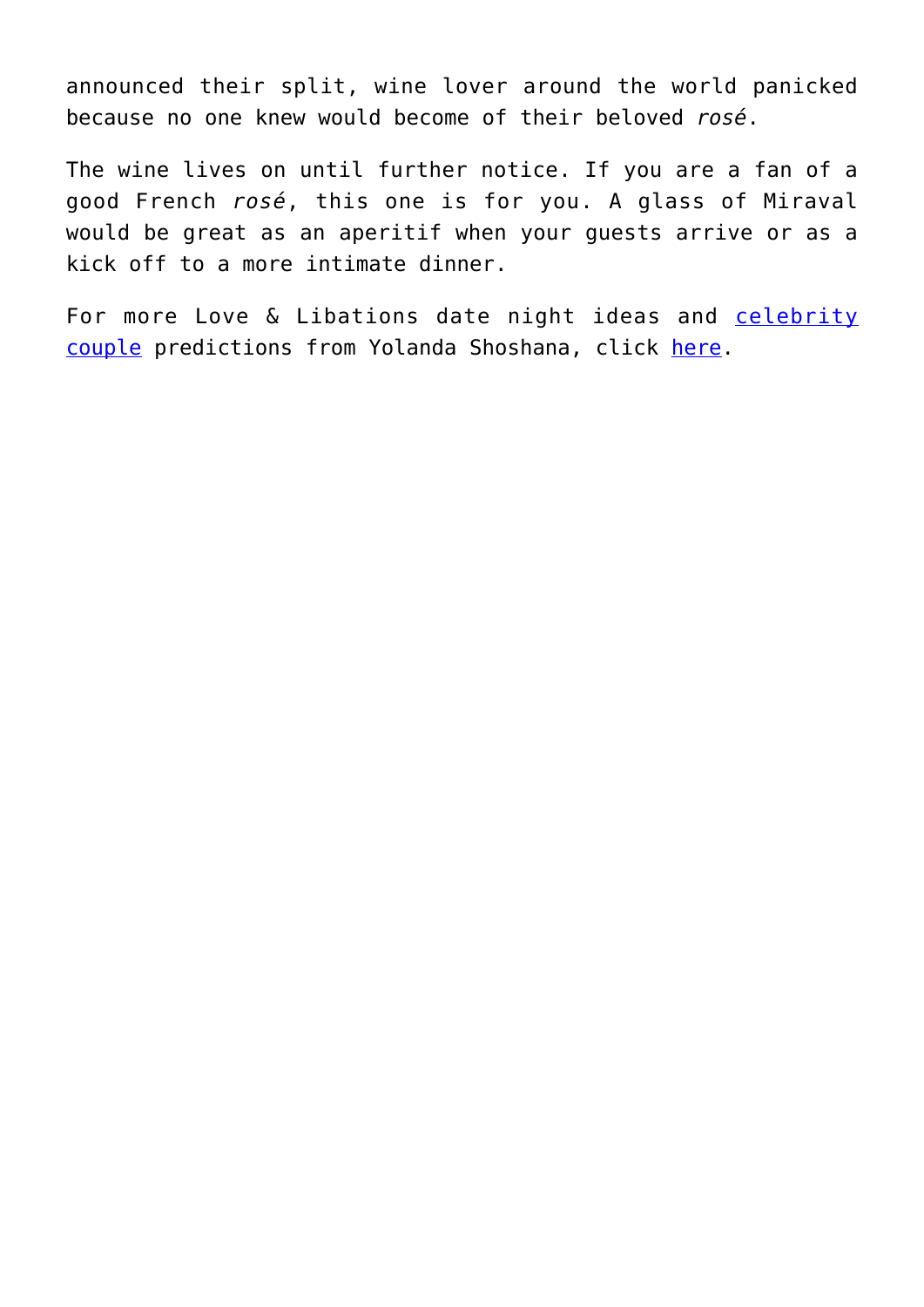announced their split, wine lover around the world panicked because no one knew would become of their beloved *rosé*.

The wine lives on until further notice. If you are a fan of a good French *rosé*, this one is for you. A glass of Miraval would be great as an aperitif when your guests arrive or as a kick off to a more intimate dinner.

For more Love & Libations date night ideas and celebrity couple predictions from Yolanda Shoshana, click here.